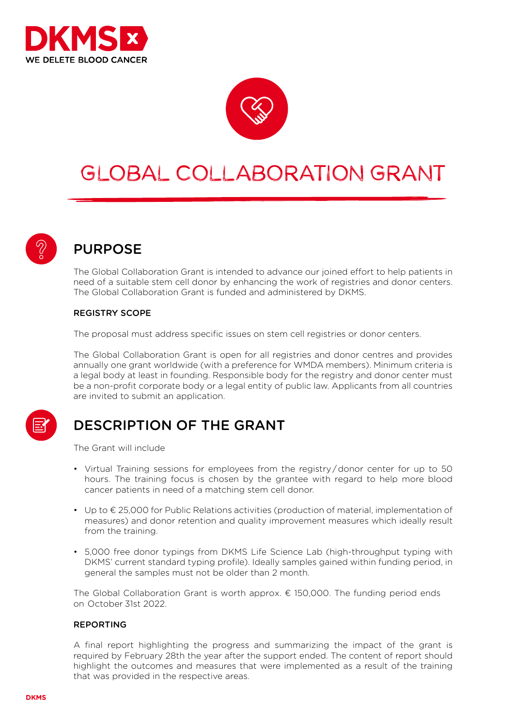DKMS
WE DELETE BLOOD CANCER

# GLOBAL COLLABORATION GRANT

## PURPOSE

The Global Collaboration Grant is intended to advance our joined effort to help patients in need of a suitable stem cell donor by enhancing the work of registries and donor centers. The Global Collaboration Grant is funded and administered by DKMS.

### REGISTRY SCOPE

The proposal must address specific issues on stem cell registries or donor centers.

The Global Collaboration Grant is open for all registries and donor centres and provides annually one grant worldwide (with a preference for WMDA members). Minimum criteria is a legal body at least in founding. Responsible body for the registry and donor center must be a non-profit corporate body or a legal entity of public law. Applicants from all countries are invited to submit an application.

## DESCRIPTION OF THE GRANT

The Grant will include

- Virtual Training sessions for employees from the registry / donor center for up to 50 hours. The training focus is chosen by the grantee with regard to help more blood cancer patients in need of a matching stem cell donor.
- Up to € 25,000 for Public Relations activities (production of material, implementation of measures) and donor retention and quality improvement measures which ideally result from the training.
- 5,000 free donor typings from DKMS Life Science Lab (high-throughput typing with DKMS' current standard typing profile). Ideally samples gained within funding period, in general the samples must not be older than 2 month.

The Global Collaboration Grant is worth approx. € 150,000. The funding period ends on October 31st 2022.

### REPORTING

A final report highlighting the progress and summarizing the impact of the grant is required by February 28th the year after the support ended. The content of report should highlight the outcomes and measures that were implemented as a result of the training that was provided in the respective areas.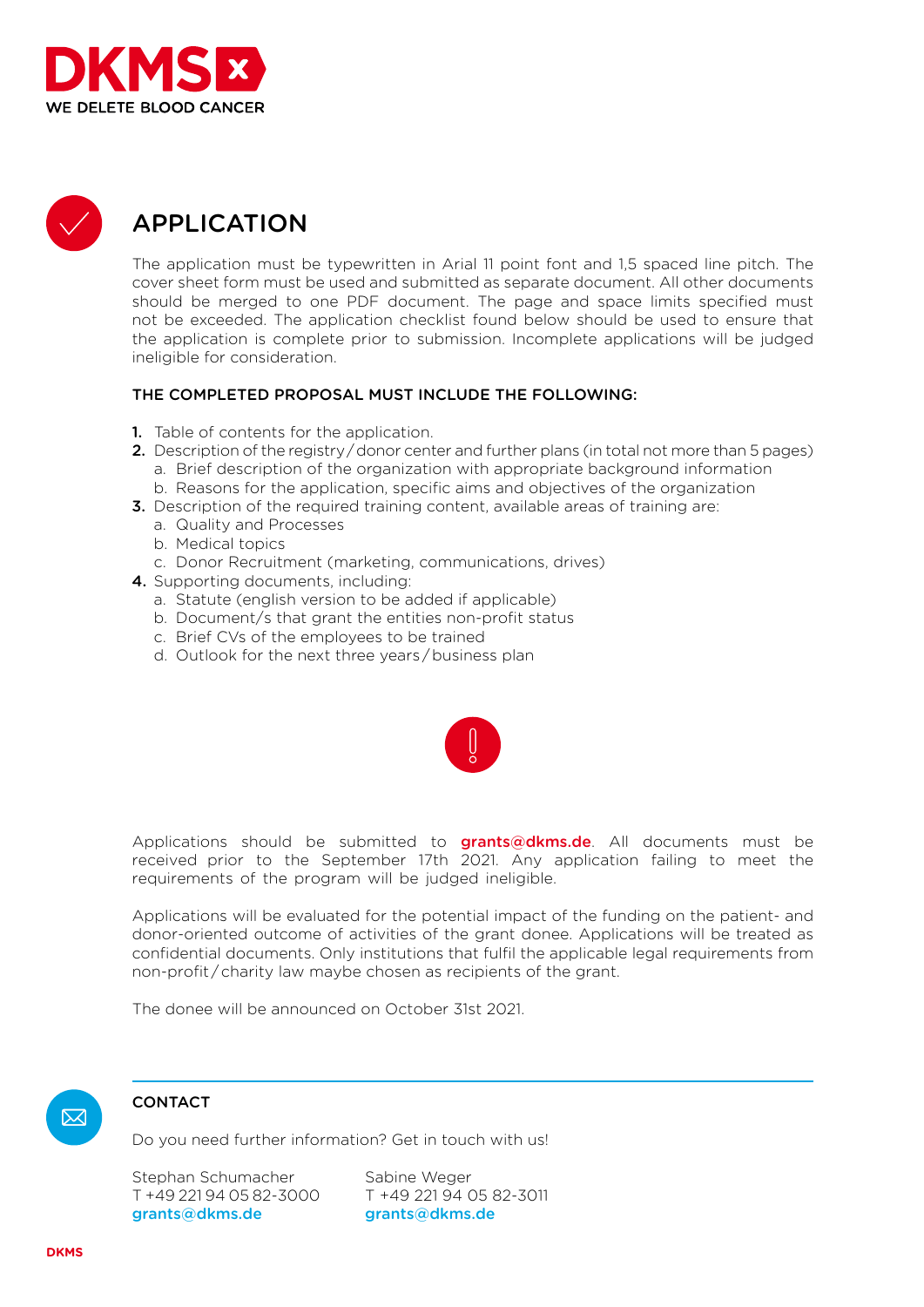DKMS

WE DELETE BLOOD CANCER

## APPLICATION

The application must be typewritten in Arial 11 point font and 1,5 spaced line pitch. The cover sheet form must be used and submitted as separate document. All other documents should be merged to one PDF document. The page and space limits specified must not be exceeded. The application checklist found below should be used to ensure that the application is complete prior to submission. Incomplete applications will be judged ineligible for consideration.

### THE COMPLETED PROPOSAL MUST INCLUDE THE FOLLOWING:

1. Table of contents for the application.
2. Description of the registry / donor center and further plans (in total not more than 5 pages)
   a. Brief description of the organization with appropriate background information
   b. Reasons for the application, specific aims and objectives of the organization
3. Description of the required training content, available areas of training are:
   a. Quality and Processes
   b. Medical topics
   c. Donor Recruitment (marketing, communications, drives)
4. Supporting documents, including:
   a. Statute (english version to be added if applicable)
   b. Document/s that grant the entities non-profit status
   c. Brief CVs of the employees to be trained
   d. Outlook for the next three years / business plan

Applications should be submitted to **grants@dkms.de**. All documents must be received prior to the September 17th 2021. Any application failing to meet the requirements of the program will be judged ineligible.

Applications will be evaluated for the potential impact of the funding on the patient- and donor-oriented outcome of activities of the grant donee. Applications will be treated as confidential documents. Only institutions that fulfil the applicable legal requirements from non-profit / charity law maybe chosen as recipients of the grant.

The donee will be announced on October 31st 2021.

### CONTACT

Do you need further information? Get in touch with us!

Stephan Schumacher
T +49 221 94 05 82-3000
**grants@dkms.de**

Sabine Weger
T +49 221 94 05 82-3011
**grants@dkms.de**